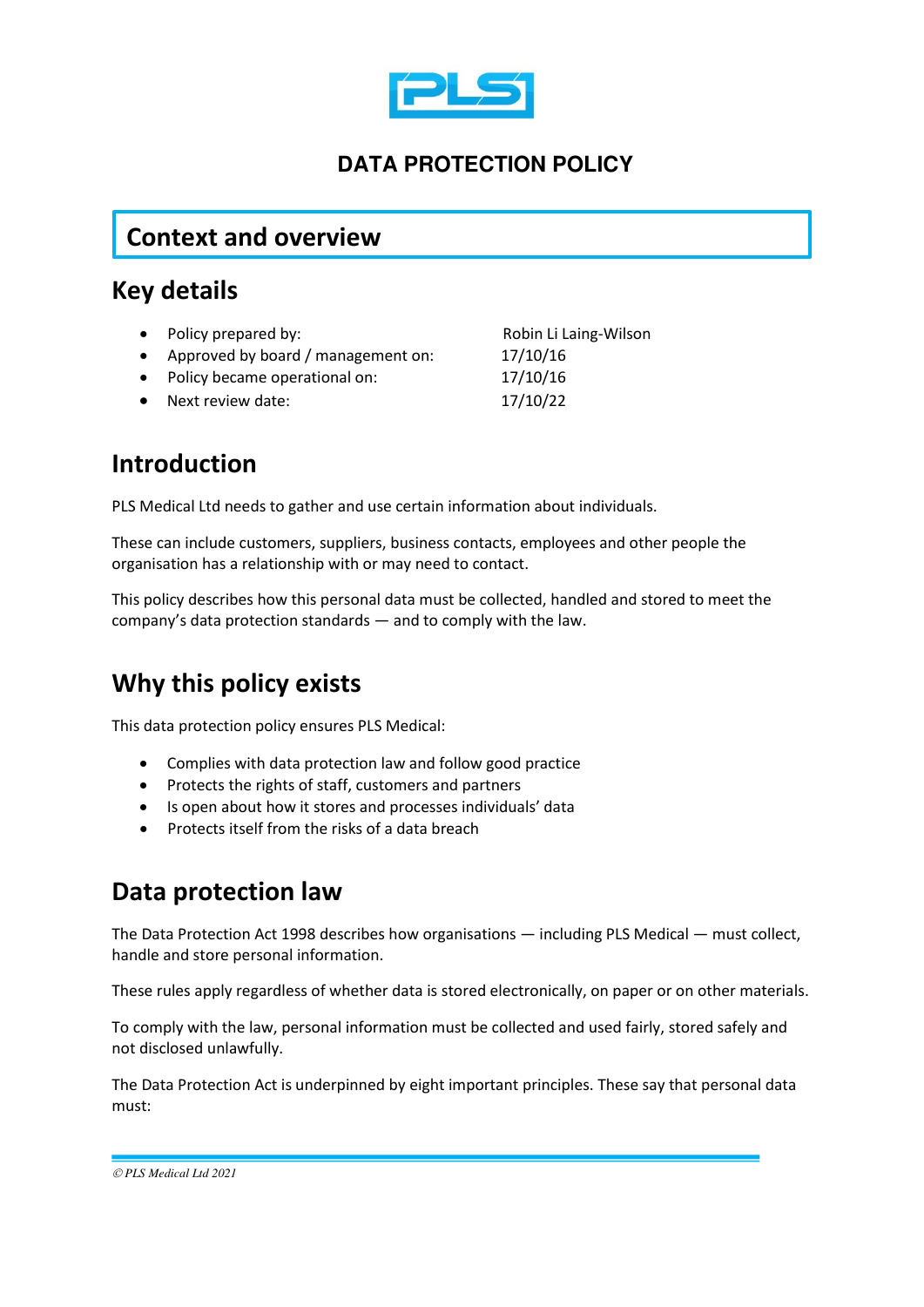# DATA PROTECTION POLICY

## Context and overview

## Key details

- Policy prepared by: Robin Li Laing-Wilson
- Approved by board / management on: 17/10/16
- Policy became operational on: 17/10/16
- Next review date: 17/10/22

## Introduction

PLS Medical Ltd needs to gather and use certain information about individuals.

These can include customers, suppliers, business contacts, employees and other people the organisation has a relationship with or may need to contact.

This policy describes how this personal data must be collected, handled and stored to meet the company's data protection standards — and to comply with the law.

## Why this policy exists

This data protection policy ensures PLS Medical:

- Complies with data protection law and follow good practice
- Protects the rights of staff, customers and partners
- Is open about how it stores and processes individuals' data
- Protects itself from the risks of a data breach

## Data protection law

The Data Protection Act 1998 describes how organisations — including PLS Medical — must collect, handle and store personal information.

These rules apply regardless of whether data is stored electronically, on paper or on other materials.

To comply with the law, personal information must be collected and used fairly, stored safely and not disclosed unlawfully.

The Data Protection Act is underpinned by eight important principles. These say that personal data must:

*© PLS Medical Ltd 2021*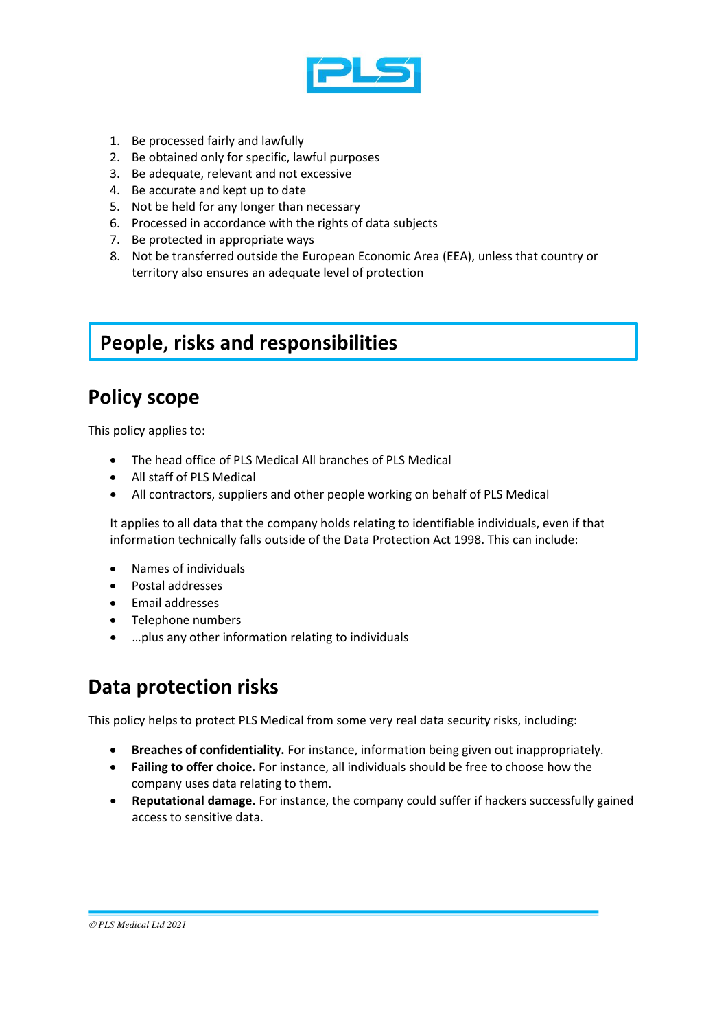1. Be processed fairly and lawfully
2. Be obtained only for specific, lawful purposes
3. Be adequate, relevant and not excessive
4. Be accurate and kept up to date
5. Not be held for any longer than necessary
6. Processed in accordance with the rights of data subjects
7. Be protected in appropriate ways
8. Not be transferred outside the European Economic Area (EEA), unless that country or territory also ensures an adequate level of protection

# People, risks and responsibilities

## Policy scope

This policy applies to:

- The head office of PLS Medical All branches of PLS Medical
- All staff of PLS Medical
- All contractors, suppliers and other people working on behalf of PLS Medical

It applies to all data that the company holds relating to identifiable individuals, even if that information technically falls outside of the Data Protection Act 1998. This can include:

- Names of individuals
- Postal addresses
- Email addresses
- Telephone numbers
- …plus any other information relating to individuals

## Data protection risks

This policy helps to protect PLS Medical from some very real data security risks, including:

- **Breaches of confidentiality.** For instance, information being given out inappropriately.
- **Failing to offer choice.** For instance, all individuals should be free to choose how the company uses data relating to them.
- **Reputational damage.** For instance, the company could suffer if hackers successfully gained access to sensitive data.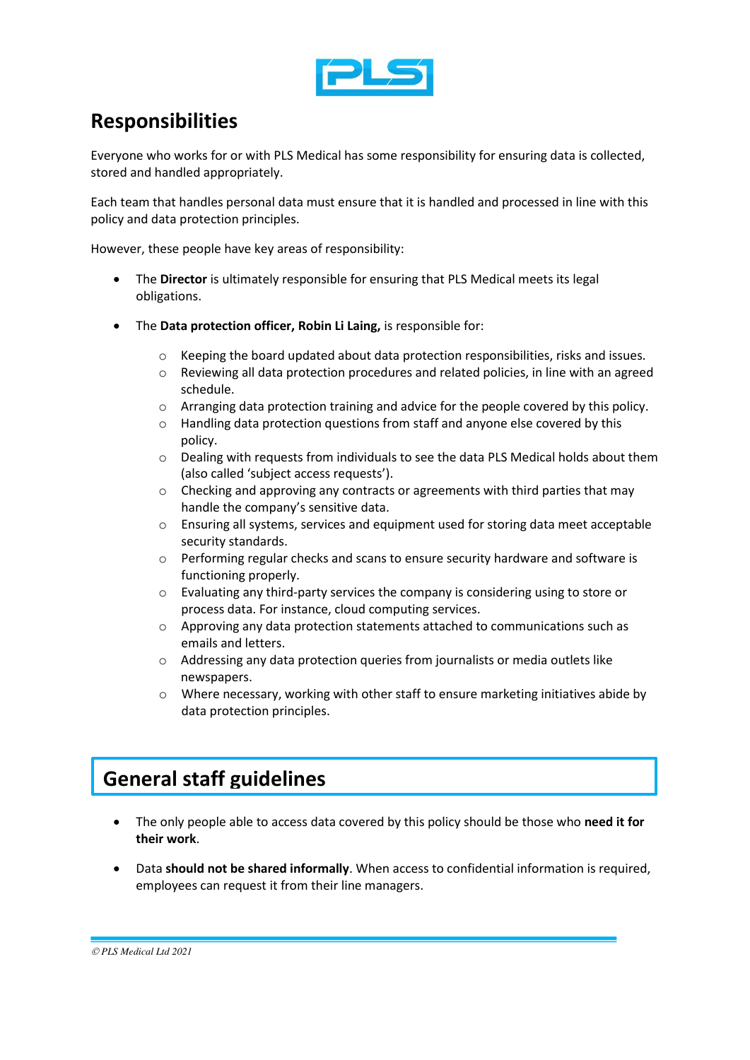## Responsibilities

Everyone who works for or with PLS Medical has some responsibility for ensuring data is collected, stored and handled appropriately.

Each team that handles personal data must ensure that it is handled and processed in line with this policy and data protection principles.

However, these people have key areas of responsibility:

- The **Director** is ultimately responsible for ensuring that PLS Medical meets its legal obligations.
- The **Data protection officer, Robin Li Laing,** is responsible for:
  - Keeping the board updated about data protection responsibilities, risks and issues.
  - Reviewing all data protection procedures and related policies, in line with an agreed schedule.
  - Arranging data protection training and advice for the people covered by this policy.
  - Handling data protection questions from staff and anyone else covered by this policy.
  - Dealing with requests from individuals to see the data PLS Medical holds about them (also called 'subject access requests').
  - Checking and approving any contracts or agreements with third parties that may handle the company's sensitive data.
  - Ensuring all systems, services and equipment used for storing data meet acceptable security standards.
  - Performing regular checks and scans to ensure security hardware and software is functioning properly.
  - Evaluating any third-party services the company is considering using to store or process data. For instance, cloud computing services.
  - Approving any data protection statements attached to communications such as emails and letters.
  - Addressing any data protection queries from journalists or media outlets like newspapers.
  - Where necessary, working with other staff to ensure marketing initiatives abide by data protection principles.

## General staff guidelines

- The only people able to access data covered by this policy should be those who **need it for their work**.
- Data **should not be shared informally**. When access to confidential information is required, employees can request it from their line managers.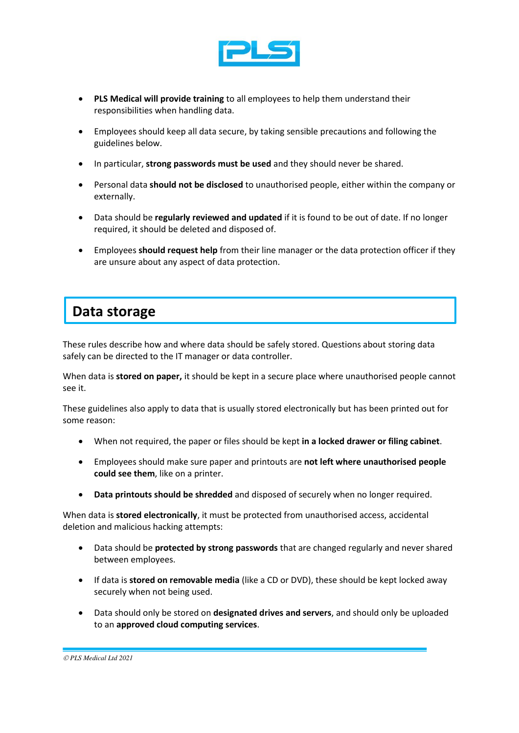- **PLS Medical will provide training** to all employees to help them understand their responsibilities when handling data.
- Employees should keep all data secure, by taking sensible precautions and following the guidelines below.
- In particular, **strong passwords must be used** and they should never be shared.
- Personal data **should not be disclosed** to unauthorised people, either within the company or externally.
- Data should be **regularly reviewed and updated** if it is found to be out of date. If no longer required, it should be deleted and disposed of.
- Employees **should request help** from their line manager or the data protection officer if they are unsure about any aspect of data protection.

## Data storage

These rules describe how and where data should be safely stored. Questions about storing data safely can be directed to the IT manager or data controller.

When data is **stored on paper,** it should be kept in a secure place where unauthorised people cannot see it.

These guidelines also apply to data that is usually stored electronically but has been printed out for some reason:

- When not required, the paper or files should be kept **in a locked drawer or filing cabinet**.
- Employees should make sure paper and printouts are **not left where unauthorised people could see them**, like on a printer.
- **Data printouts should be shredded** and disposed of securely when no longer required.

When data is **stored electronically**, it must be protected from unauthorised access, accidental deletion and malicious hacking attempts:

- Data should be **protected by strong passwords** that are changed regularly and never shared between employees.
- If data is **stored on removable media** (like a CD or DVD), these should be kept locked away securely when not being used.
- Data should only be stored on **designated drives and servers**, and should only be uploaded to an **approved cloud computing services**.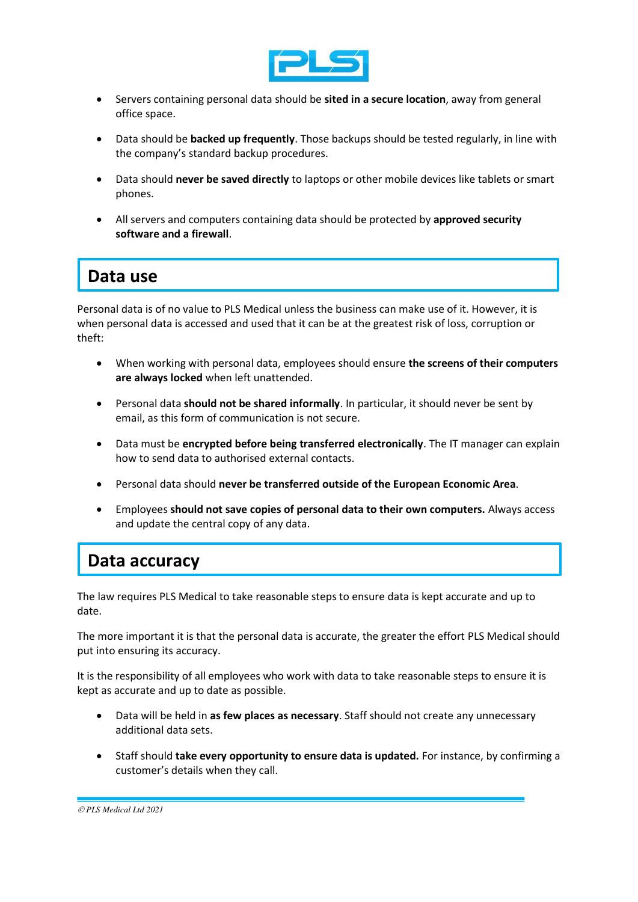- Servers containing personal data should be **sited in a secure location**, away from general office space.

- Data should be **backed up frequently**. Those backups should be tested regularly, in line with the company's standard backup procedures.

- Data should **never be saved directly** to laptops or other mobile devices like tablets or smart phones.

- All servers and computers containing data should be protected by **approved security software and a firewall**.

## Data use

Personal data is of no value to PLS Medical unless the business can make use of it. However, it is when personal data is accessed and used that it can be at the greatest risk of loss, corruption or theft:

- When working with personal data, employees should ensure **the screens of their computers are always locked** when left unattended.

- Personal data **should not be shared informally**. In particular, it should never be sent by email, as this form of communication is not secure.

- Data must be **encrypted before being transferred electronically**. The IT manager can explain how to send data to authorised external contacts.

- Personal data should **never be transferred outside of the European Economic Area**.

- Employees **should not save copies of personal data to their own computers.** Always access and update the central copy of any data.

## Data accuracy

The law requires PLS Medical to take reasonable steps to ensure data is kept accurate and up to date.

The more important it is that the personal data is accurate, the greater the effort PLS Medical should put into ensuring its accuracy.

It is the responsibility of all employees who work with data to take reasonable steps to ensure it is kept as accurate and up to date as possible.

- Data will be held in **as few places as necessary**. Staff should not create any unnecessary additional data sets.

- Staff should **take every opportunity to ensure data is updated.** For instance, by confirming a customer's details when they call.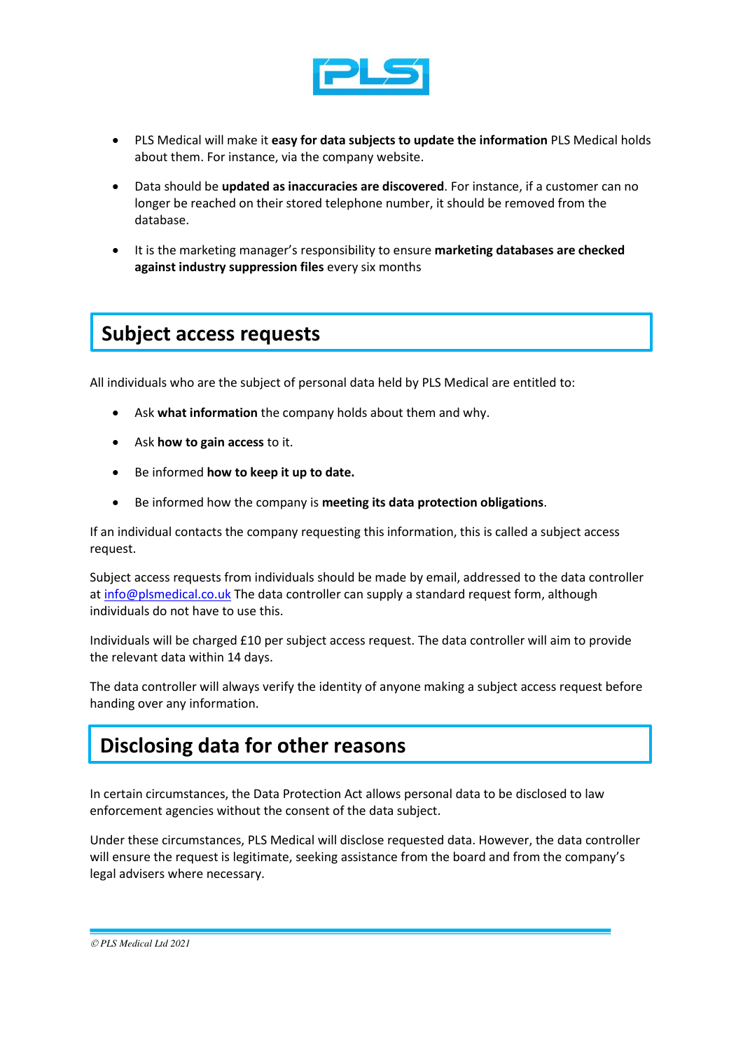- PLS Medical will make it **easy for data subjects to update the information** PLS Medical holds about them. For instance, via the company website.
- Data should be **updated as inaccuracies are discovered**. For instance, if a customer can no longer be reached on their stored telephone number, it should be removed from the database.
- It is the marketing manager's responsibility to ensure **marketing databases are checked against industry suppression files** every six months

## Subject access requests

All individuals who are the subject of personal data held by PLS Medical are entitled to:

- Ask **what information** the company holds about them and why.
- Ask **how to gain access** to it.
- Be informed **how to keep it up to date.**
- Be informed how the company is **meeting its data protection obligations**.

If an individual contacts the company requesting this information, this is called a subject access request.

Subject access requests from individuals should be made by email, addressed to the data controller at info@plsmedical.co.uk The data controller can supply a standard request form, although individuals do not have to use this.

Individuals will be charged £10 per subject access request. The data controller will aim to provide the relevant data within 14 days.

The data controller will always verify the identity of anyone making a subject access request before handing over any information.

## Disclosing data for other reasons

In certain circumstances, the Data Protection Act allows personal data to be disclosed to law enforcement agencies without the consent of the data subject.

Under these circumstances, PLS Medical will disclose requested data. However, the data controller will ensure the request is legitimate, seeking assistance from the board and from the company's legal advisers where necessary.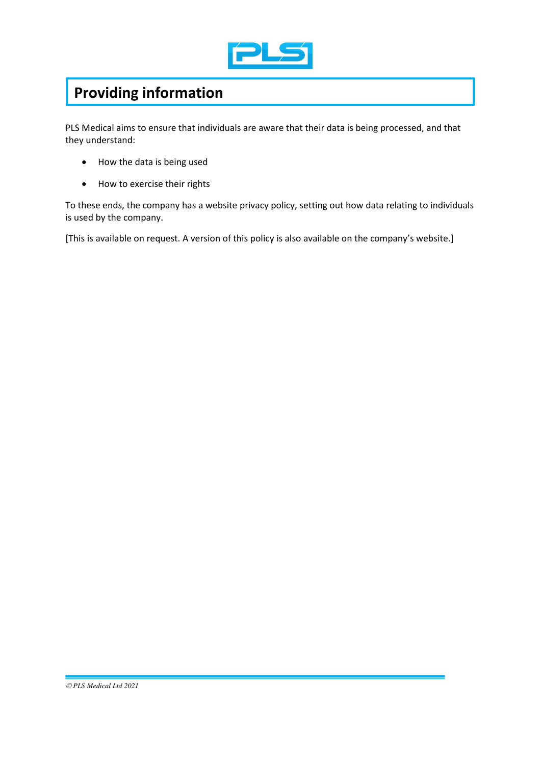# Providing information

PLS Medical aims to ensure that individuals are aware that their data is being processed, and that they understand:

- How the data is being used
- How to exercise their rights

To these ends, the company has a website privacy policy, setting out how data relating to individuals is used by the company.

[This is available on request. A version of this policy is also available on the company's website.]